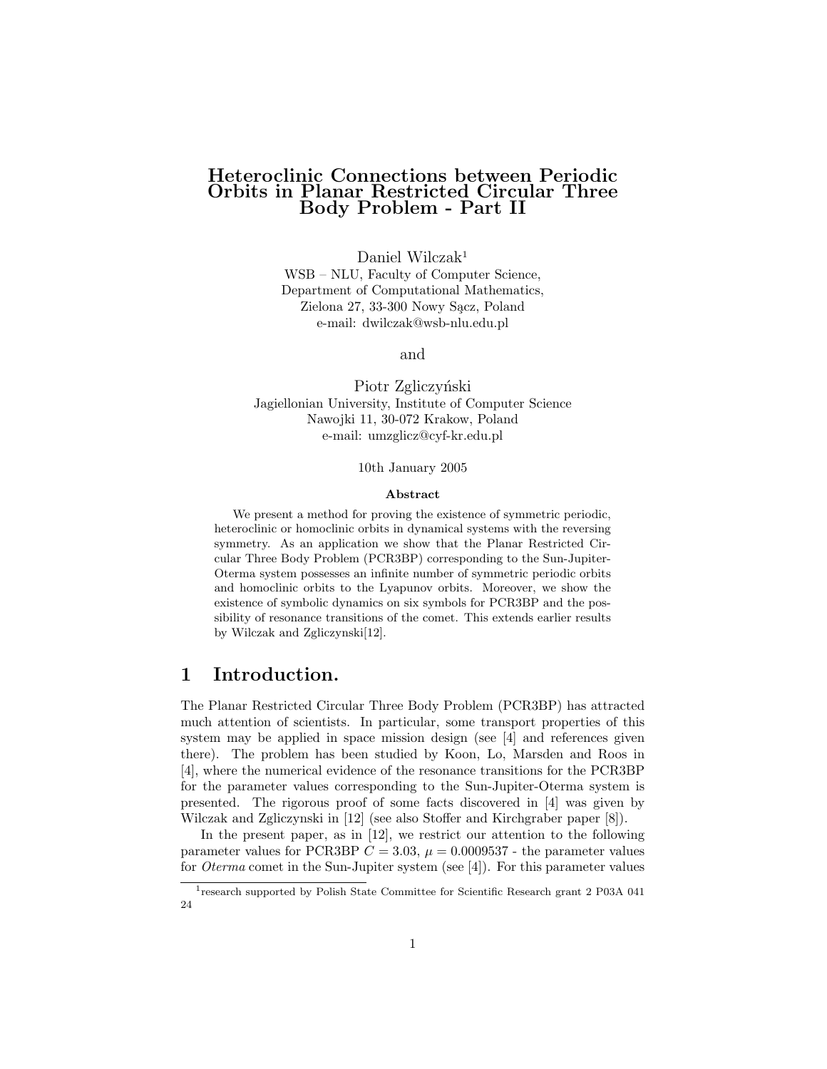# Heteroclinic Connections between Periodic Orbits in Planar Restricted Circular Three Body Problem - Part II

Daniel Wilczak[1]
WSB – NLU, Faculty of Computer Science,
Department of Computational Mathematics,
Zielona 27, 33-300 Nowy Sącz, Poland
e-mail: dwilczak@wsb-nlu.edu.pl

and

Piotr Zgliczyński
Jagiellonian University, Institute of Computer Science
Nawojki 11, 30-072 Krakow, Poland
e-mail: umzglicz@cyf-kr.edu.pl

10th January 2005

### Abstract

We present a method for proving the existence of symmetric periodic, heteroclinic or homoclinic orbits in dynamical systems with the reversing symmetry. As an application we show that the Planar Restricted Circular Three Body Problem (PCR3BP) corresponding to the Sun-Jupiter-Oterma system possesses an infinite number of symmetric periodic orbits and homoclinic orbits to the Lyapunov orbits. Moreover, we show the existence of symbolic dynamics on six symbols for PCR3BP and the possibility of resonance transitions of the comet. This extends earlier results by Wilczak and Zgliczynski[12].

## 1 Introduction.

The Planar Restricted Circular Three Body Problem (PCR3BP) has attracted much attention of scientists. In particular, some transport properties of this system may be applied in space mission design (see [4] and references given there). The problem has been studied by Koon, Lo, Marsden and Roos in [4], where the numerical evidence of the resonance transitions for the PCR3BP for the parameter values corresponding to the Sun-Jupiter-Oterma system is presented. The rigorous proof of some facts discovered in [4] was given by Wilczak and Zgliczynski in [12] (see also Stoffer and Kirchgraber paper [8]).

In the present paper, as in [12], we restrict our attention to the following parameter values for PCR3BP $C = 3.03$, $\mu = 0.0009537$ - the parameter values for *Oterma* comet in the Sun-Jupiter system (see [4]). For this parameter values

[1] research supported by Polish State Committee for Scientific Research grant 2 P03A 041 24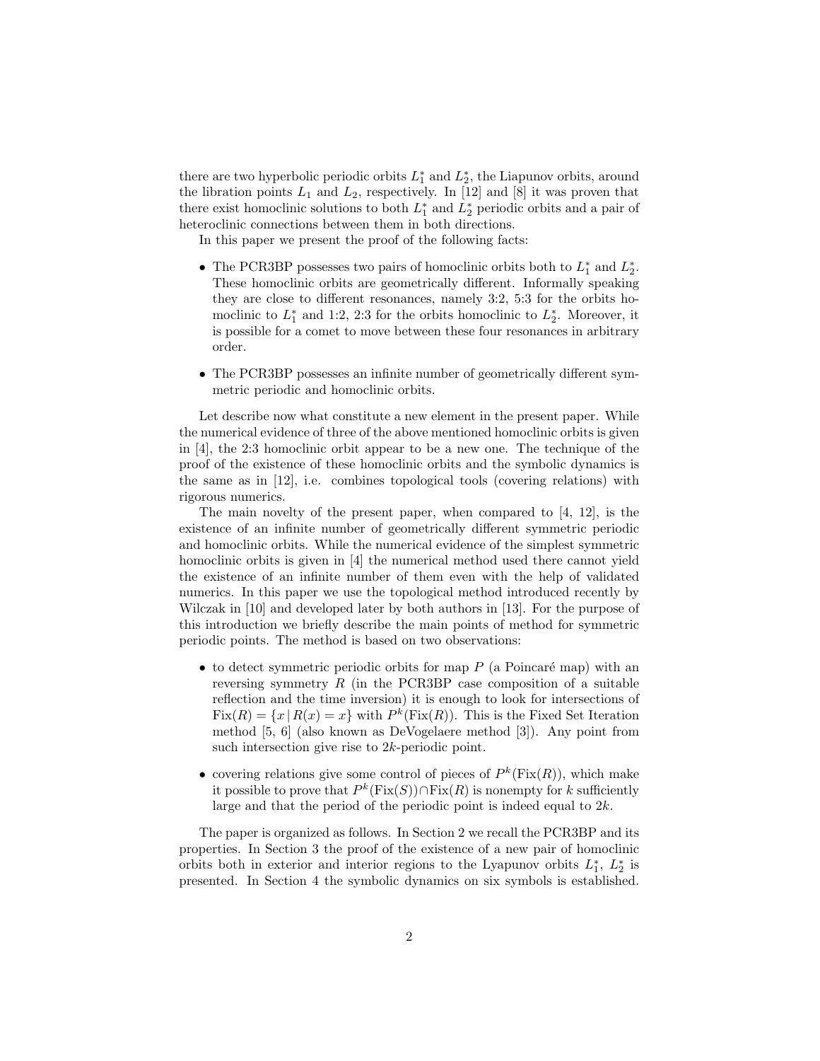there are two hyperbolic periodic orbits $L_1^*$ and $L_2^*$, the Liapunov orbits, around the libration points $L_1$ and $L_2$, respectively. In [12] and [8] it was proven that there exist homoclinic solutions to both $L_1^*$ and $L_2^*$ periodic orbits and a pair of heteroclinic connections between them in both directions.

In this paper we present the proof of the following facts:

- The PCR3BP possesses two pairs of homoclinic orbits both to $L_1^*$ and $L_2^*$. These homoclinic orbits are geometrically different. Informally speaking they are close to different resonances, namely 3:2, 5:3 for the orbits homoclinic to $L_1^*$ and 1:2, 2:3 for the orbits homoclinic to $L_2^*$. Moreover, it is possible for a comet to move between these four resonances in arbitrary order.
- The PCR3BP possesses an infinite number of geometrically different symmetric periodic and homoclinic orbits.

Let describe now what constitute a new element in the present paper. While the numerical evidence of three of the above mentioned homoclinic orbits is given in [4], the 2:3 homoclinic orbit appear to be a new one. The technique of the proof of the existence of these homoclinic orbits and the symbolic dynamics is the same as in [12], i.e. combines topological tools (covering relations) with rigorous numerics.

The main novelty of the present paper, when compared to [4, 12], is the existence of an infinite number of geometrically different symmetric periodic and homoclinic orbits. While the numerical evidence of the simplest symmetric homoclinic orbits is given in [4] the numerical method used there cannot yield the existence of an infinite number of them even with the help of validated numerics. In this paper we use the topological method introduced recently by Wilczak in [10] and developed later by both authors in [13]. For the purpose of this introduction we briefly describe the main points of method for symmetric periodic points. The method is based on two observations:

- to detect symmetric periodic orbits for map $P$ (a Poincaré map) with an reversing symmetry $R$ (in the PCR3BP case composition of a suitable reflection and the time inversion) it is enough to look for intersections of $\mathrm{Fix}(R) = \{x \,|\, R(x) = x\}$ with $P^k(\mathrm{Fix}(R))$. This is the Fixed Set Iteration method [5, 6] (also known as DeVogelaere method [3]). Any point from such intersection give rise to $2k$-periodic point.
- covering relations give some control of pieces of $P^k(\mathrm{Fix}(R))$, which make it possible to prove that $P^k(\mathrm{Fix}(S)) \cap \mathrm{Fix}(R)$ is nonempty for $k$ sufficiently large and that the period of the periodic point is indeed equal to $2k$.

The paper is organized as follows. In Section 2 we recall the PCR3BP and its properties. In Section 3 the proof of the existence of a new pair of homoclinic orbits both in exterior and interior regions to the Lyapunov orbits $L_1^*$, $L_2^*$ is presented. In Section 4 the symbolic dynamics on six symbols is established.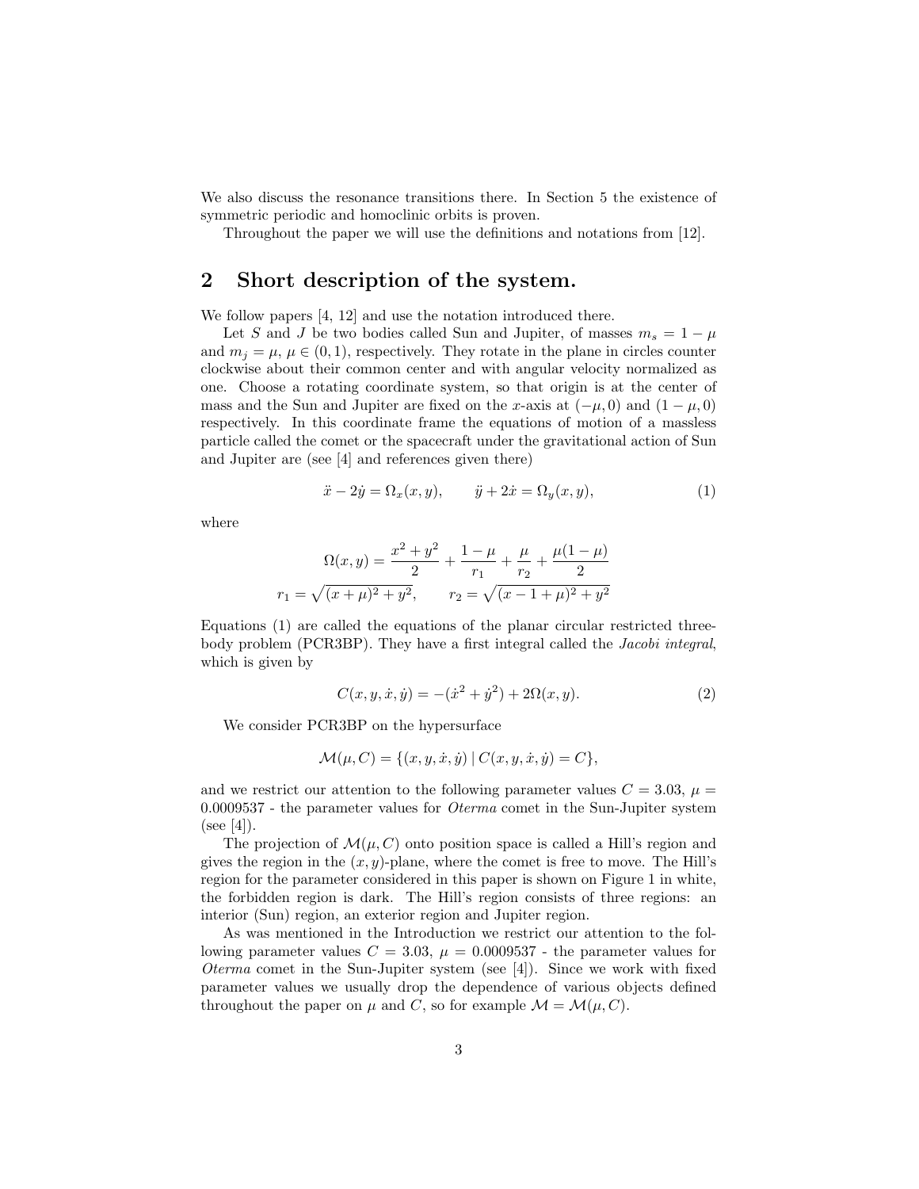We also discuss the resonance transitions there. In Section 5 the existence of symmetric periodic and homoclinic orbits is proven.

Throughout the paper we will use the definitions and notations from [12].

## 2 Short description of the system.

We follow papers [4, 12] and use the notation introduced there.

Let $S$ and $J$ be two bodies called Sun and Jupiter, of masses $m_s = 1 - \mu$ and $m_j = \mu$, $\mu \in (0, 1)$, respectively. They rotate in the plane in circles counter clockwise about their common center and with angular velocity normalized as one. Choose a rotating coordinate system, so that origin is at the center of mass and the Sun and Jupiter are fixed on the $x$-axis at $(-\mu, 0)$ and $(1 - \mu, 0)$ respectively. In this coordinate frame the equations of motion of a massless particle called the comet or the spacecraft under the gravitational action of Sun and Jupiter are (see [4] and references given there)

$$\ddot{x} - 2\dot{y} = \Omega_x(x, y), \qquad \ddot{y} + 2\dot{x} = \Omega_y(x, y), \tag{1}$$

where

$$\Omega(x, y) = \frac{x^2 + y^2}{2} + \frac{1 - \mu}{r_1} + \frac{\mu}{r_2} + \frac{\mu(1 - \mu)}{2}$$
$$r_1 = \sqrt{(x + \mu)^2 + y^2}, \qquad r_2 = \sqrt{(x - 1 + \mu)^2 + y^2}$$

Equations (1) are called the equations of the planar circular restricted three-body problem (PCR3BP). They have a first integral called the *Jacobi integral*, which is given by

$$C(x, y, \dot{x}, \dot{y}) = -(\dot{x}^2 + \dot{y}^2) + 2\Omega(x, y). \tag{2}$$

We consider PCR3BP on the hypersurface

$$\mathcal{M}(\mu, C) = \{(x, y, \dot{x}, \dot{y}) \mid C(x, y, \dot{x}, \dot{y}) = C\},$$

and we restrict our attention to the following parameter values $C = 3.03$, $\mu = 0.0009537$ - the parameter values for *Oterma* comet in the Sun-Jupiter system (see [4]).

The projection of $\mathcal{M}(\mu, C)$ onto position space is called a Hill's region and gives the region in the $(x, y)$-plane, where the comet is free to move. The Hill's region for the parameter considered in this paper is shown on Figure 1 in white, the forbidden region is dark. The Hill's region consists of three regions: an interior (Sun) region, an exterior region and Jupiter region.

As was mentioned in the Introduction we restrict our attention to the following parameter values $C = 3.03$, $\mu = 0.0009537$ - the parameter values for *Oterma* comet in the Sun-Jupiter system (see [4]). Since we work with fixed parameter values we usually drop the dependence of various objects defined throughout the paper on $\mu$ and $C$, so for example $\mathcal{M} = \mathcal{M}(\mu, C)$.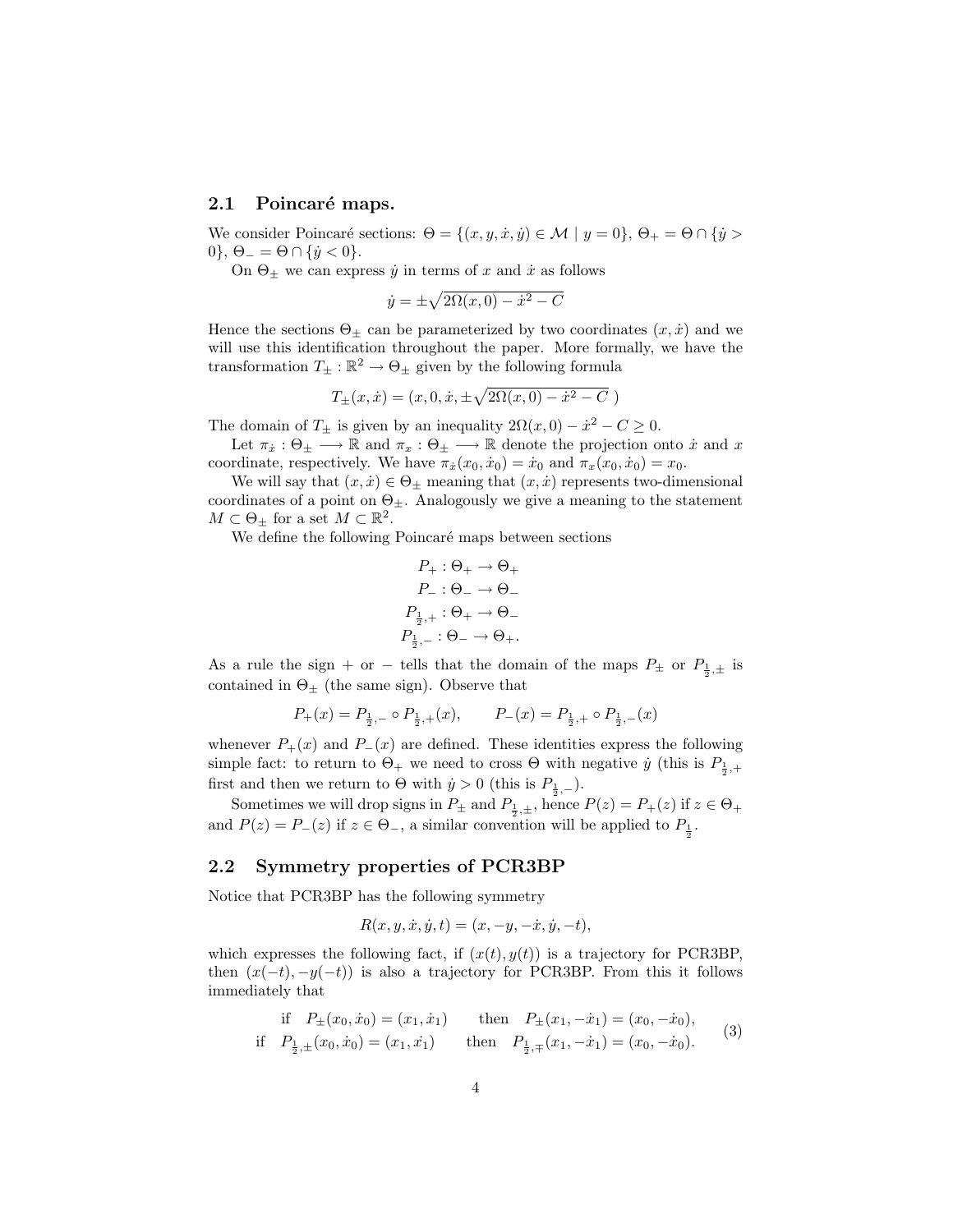### 2.1 Poincaré maps.

We consider Poincaré sections: $\Theta = \{(x, y, \dot{x}, \dot{y}) \in \mathcal{M} \mid y = 0\}$, $\Theta_+ = \Theta \cap \{\dot{y} > 0\}$, $\Theta_- = \Theta \cap \{\dot{y} < 0\}$.

On $\Theta_\pm$ we can express $\dot{y}$ in terms of $x$ and $\dot{x}$ as follows

$$\dot{y} = \pm\sqrt{2\Omega(x, 0) - \dot{x}^2 - C}$$

Hence the sections $\Theta_\pm$ can be parameterized by two coordinates $(x, \dot{x})$ and we will use this identification throughout the paper. More formally, we have the transformation $T_\pm : \mathbb{R}^2 \to \Theta_\pm$ given by the following formula

$$T_\pm(x, \dot{x}) = (x, 0, \dot{x}, \pm\sqrt{2\Omega(x, 0) - \dot{x}^2 - C}\ )$$

The domain of $T_\pm$ is given by an inequality $2\Omega(x, 0) - \dot{x}^2 - C \geq 0$.

Let $\pi_{\dot{x}} : \Theta_\pm \longrightarrow \mathbb{R}$ and $\pi_x : \Theta_\pm \longrightarrow \mathbb{R}$ denote the projection onto $\dot{x}$ and $x$ coordinate, respectively. We have $\pi_{\dot{x}}(x_0, \dot{x}_0) = \dot{x}_0$ and $\pi_x(x_0, \dot{x}_0) = x_0$.

We will say that $(x, \dot{x}) \in \Theta_\pm$ meaning that $(x, \dot{x})$ represents two-dimensional coordinates of a point on $\Theta_\pm$. Analogously we give a meaning to the statement $M \subset \Theta_\pm$ for a set $M \subset \mathbb{R}^2$.

We define the following Poincaré maps between sections

$$
\begin{aligned}
P_+ &: \Theta_+ \to \Theta_+ \\
P_- &: \Theta_- \to \Theta_- \\
P_{\frac{1}{2},+} &: \Theta_+ \to \Theta_- \\
P_{\frac{1}{2},-} &: \Theta_- \to \Theta_+.
\end{aligned}
$$

As a rule the sign $+$ or $-$ tells that the domain of the maps $P_\pm$ or $P_{\frac{1}{2},\pm}$ is contained in $\Theta_\pm$ (the same sign). Observe that

$$P_+(x) = P_{\frac{1}{2},-} \circ P_{\frac{1}{2},+}(x), \qquad P_-(x) = P_{\frac{1}{2},+} \circ P_{\frac{1}{2},-}(x)$$

whenever $P_+(x)$ and $P_-(x)$ are defined. These identities express the following simple fact: to return to $\Theta_+$ we need to cross $\Theta$ with negative $\dot{y}$ (this is $P_{\frac{1}{2},+}$ first and then we return to $\Theta$ with $\dot{y} > 0$ (this is $P_{\frac{1}{2},-}$).

Sometimes we will drop signs in $P_\pm$ and $P_{\frac{1}{2},\pm}$, hence $P(z) = P_+(z)$ if $z \in \Theta_+$ and $P(z) = P_-(z)$ if $z \in \Theta_-$, a similar convention will be applied to $P_{\frac{1}{2}}$.

### 2.2 Symmetry properties of PCR3BP

Notice that PCR3BP has the following symmetry

$$R(x, y, \dot{x}, \dot{y}, t) = (x, -y, -\dot{x}, \dot{y}, -t),$$

which expresses the following fact, if $(x(t), y(t))$ is a trajectory for PCR3BP, then $(x(-t), -y(-t))$ is also a trajectory for PCR3BP. From this it follows immediately that

$$
\begin{aligned}
&\text{if} \quad P_\pm(x_0, \dot{x}_0) = (x_1, \dot{x}_1) \qquad \text{then} \quad P_\pm(x_1, -\dot{x}_1) = (x_0, -\dot{x}_0), \\
&\text{if} \quad P_{\frac{1}{2},\pm}(x_0, \dot{x}_0) = (x_1, \dot{x_1}) \qquad \text{then} \quad P_{\frac{1}{2},\mp}(x_1, -\dot{x}_1) = (x_0, -\dot{x}_0).
\end{aligned}
\tag{3}
$$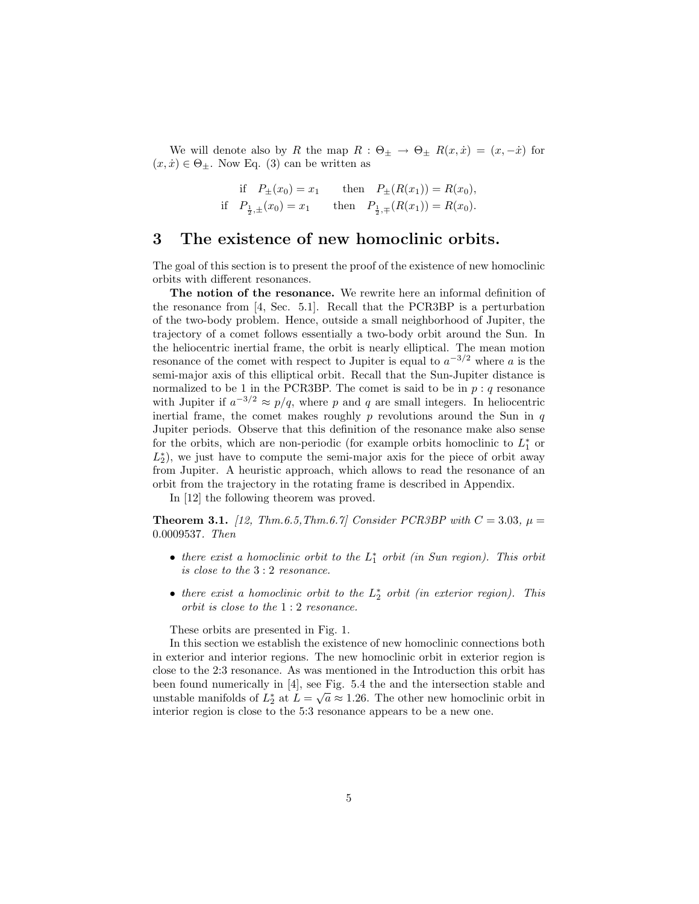We will denote also by $R$ the map $R : \Theta_\pm \to \Theta_\pm$ $R(x, \dot{x}) = (x, -\dot{x})$ for $(x, \dot{x}) \in \Theta_\pm$. Now Eq. (3) can be written as

$$
\begin{aligned}
\text{if} \quad P_\pm(x_0) = x_1 \qquad &\text{then} \quad P_\pm(R(x_1)) = R(x_0), \\
\text{if} \quad P_{\frac{1}{2},\pm}(x_0) = x_1 \qquad &\text{then} \quad P_{\frac{1}{2},\mp}(R(x_1)) = R(x_0).
\end{aligned}
$$

## 3 The existence of new homoclinic orbits.

The goal of this section is to present the proof of the existence of new homoclinic orbits with different resonances.

**The notion of the resonance.** We rewrite here an informal definition of the resonance from [4, Sec. 5.1]. Recall that the PCR3BP is a perturbation of the two-body problem. Hence, outside a small neighborhood of Jupiter, the trajectory of a comet follows essentially a two-body orbit around the Sun. In the heliocentric inertial frame, the orbit is nearly elliptical. The mean motion resonance of the comet with respect to Jupiter is equal to $a^{-3/2}$ where $a$ is the semi-major axis of this elliptical orbit. Recall that the Sun-Jupiter distance is normalized to be 1 in the PCR3BP. The comet is said to be in $p : q$ resonance with Jupiter if $a^{-3/2} \approx p/q$, where $p$ and $q$ are small integers. In heliocentric inertial frame, the comet makes roughly $p$ revolutions around the Sun in $q$ Jupiter periods. Observe that this definition of the resonance make also sense for the orbits, which are non-periodic (for example orbits homoclinic to $L_1^*$ or $L_2^*$), we just have to compute the semi-major axis for the piece of orbit away from Jupiter. A heuristic approach, which allows to read the resonance of an orbit from the trajectory in the rotating frame is described in Appendix.

In [12] the following theorem was proved.

**Theorem 3.1.** *[12, Thm.6.5,Thm.6.7] Consider PCR3BP with $C = 3.03$, $\mu = 0.0009537$. Then*

- *there exist a homoclinic orbit to the $L_1^*$ orbit (in Sun region). This orbit is close to the $3 : 2$ resonance.*
- *there exist a homoclinic orbit to the $L_2^*$ orbit (in exterior region). This orbit is close to the $1 : 2$ resonance.*

These orbits are presented in Fig. 1.

In this section we establish the existence of new homoclinic connections both in exterior and interior regions. The new homoclinic orbit in exterior region is close to the 2:3 resonance. As was mentioned in the Introduction this orbit has been found numerically in [4], see Fig. 5.4 the and the intersection stable and unstable manifolds of $L_2^*$ at $L = \sqrt{a} \approx 1.26$. The other new homoclinic orbit in interior region is close to the 5:3 resonance appears to be a new one.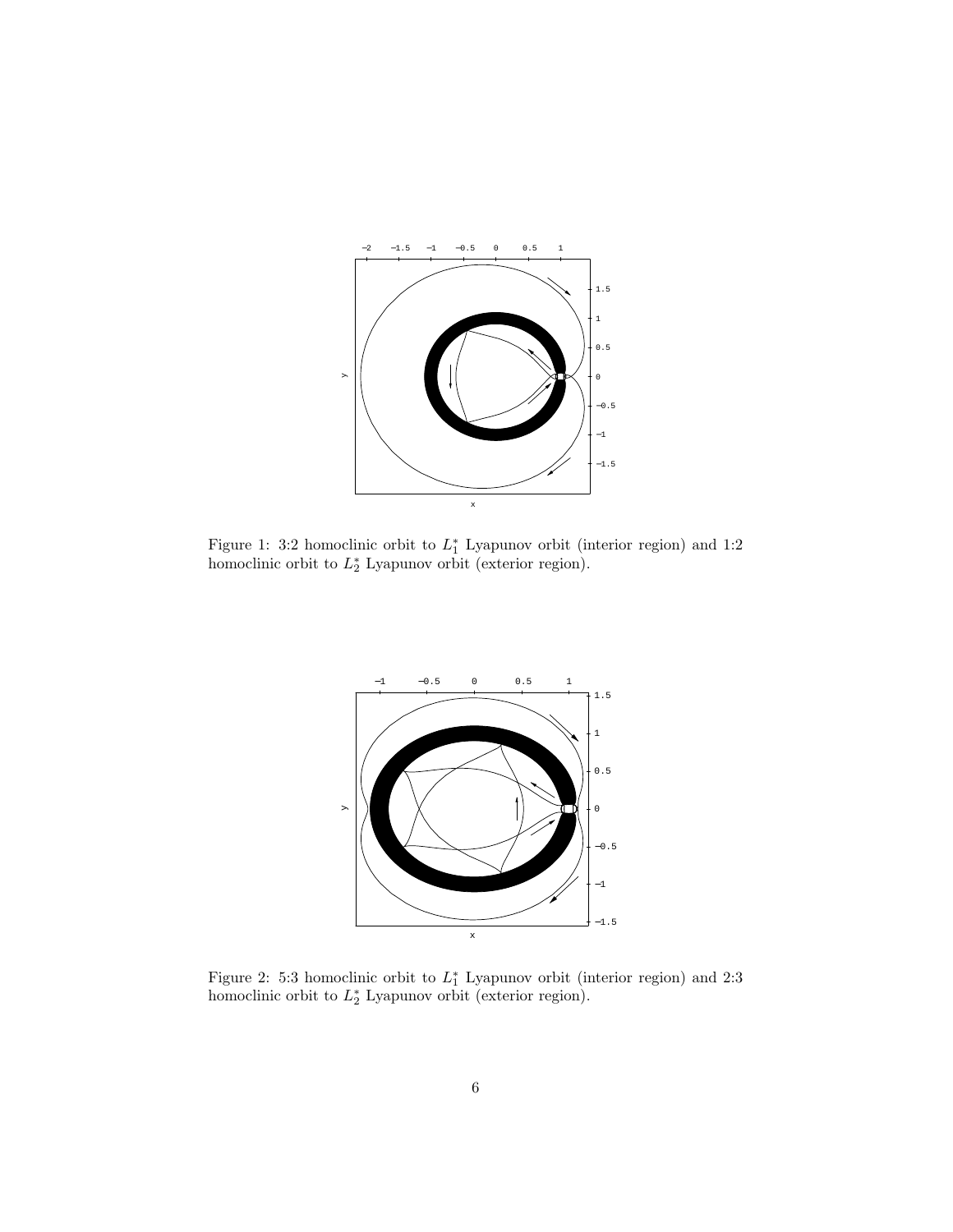Figure 1: 3:2 homoclinic orbit to $L_1^*$ Lyapunov orbit (interior region) and 1:2 homoclinic orbit to $L_2^*$ Lyapunov orbit (exterior region).

Figure 2: 5:3 homoclinic orbit to $L_1^*$ Lyapunov orbit (interior region) and 2:3 homoclinic orbit to $L_2^*$ Lyapunov orbit (exterior region).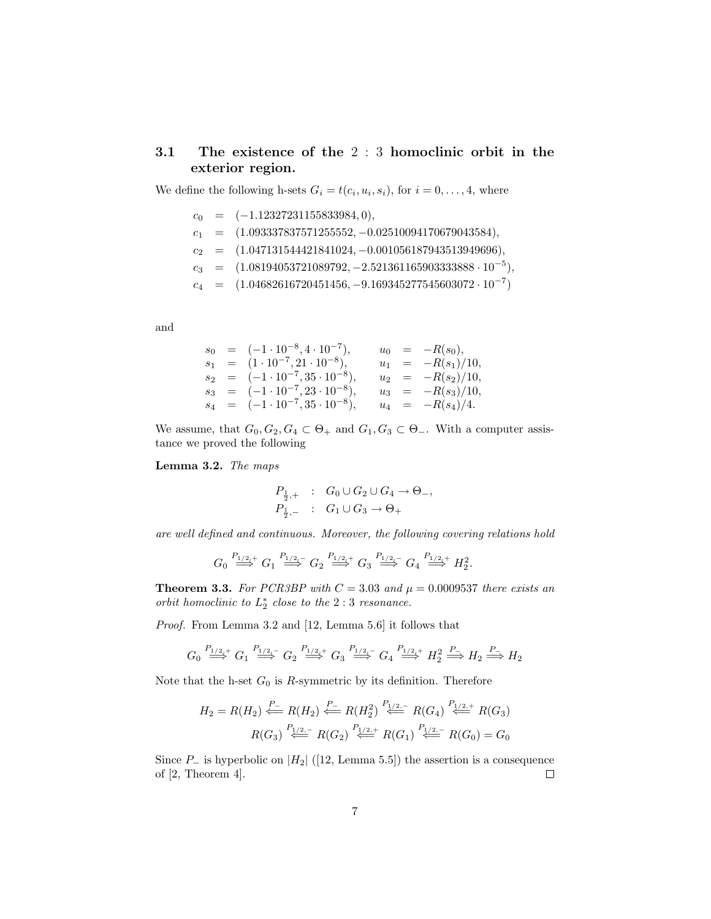### 3.1 The existence of the $2:3$ homoclinic orbit in the exterior region.

We define the following h-sets $G_i = t(c_i, u_i, s_i)$, for $i = 0, \ldots, 4$, where

$$
\begin{aligned}
c_0 &= (-1.12327231155833984, 0),\\
c_1 &= (1.093337837571255552, -0.02510094170679043584),\\
c_2 &= (1.047131544421841024, -0.001056187943513949696),\\
c_3 &= (1.08194053721089792, -2.521361165903333888 \cdot 10^{-5}),\\
c_4 &= (1.04682616720451456, -9.169345277545603072 \cdot 10^{-7})
\end{aligned}
$$

and

$$
\begin{aligned}
s_0 &= (-1 \cdot 10^{-8}, 4 \cdot 10^{-7}), & u_0 &= -R(s_0),\\
s_1 &= (1 \cdot 10^{-7}, 21 \cdot 10^{-8}), & u_1 &= -R(s_1)/10,\\
s_2 &= (-1 \cdot 10^{-7}, 35 \cdot 10^{-8}), & u_2 &= -R(s_2)/10,\\
s_3 &= (-1 \cdot 10^{-7}, 23 \cdot 10^{-8}), & u_3 &= -R(s_3)/10,\\
s_4 &= (-1 \cdot 10^{-7}, 35 \cdot 10^{-8}), & u_4 &= -R(s_4)/4.
\end{aligned}
$$

We assume, that $G_0, G_2, G_4 \subset \Theta_+$ and $G_1, G_3 \subset \Theta_-$. With a computer assistance we proved the following

**Lemma 3.2.** *The maps*

$$
\begin{aligned}
P_{\frac{1}{2},+} &: G_0 \cup G_2 \cup G_4 \to \Theta_-,\\
P_{\frac{1}{2},-} &: G_1 \cup G_3 \to \Theta_+
\end{aligned}
$$

*are well defined and continuous. Moreover, the following covering relations hold*

$$
G_0 \overset{P_{1/2,+}}{\Longrightarrow} G_1 \overset{P_{1/2,-}}{\Longrightarrow} G_2 \overset{P_{1/2,+}}{\Longrightarrow} G_3 \overset{P_{1/2,-}}{\Longrightarrow} G_4 \overset{P_{1/2,+}}{\Longrightarrow} H_2^2.
$$

**Theorem 3.3.** *For PCR3BP with $C = 3.03$ and $\mu = 0.0009537$ there exists an orbit homoclinic to $L_2^*$ close to the $2:3$ resonance.*

*Proof.* From Lemma 3.2 and [12, Lemma 5.6] it follows that

$$
G_0 \overset{P_{1/2,+}}{\Longrightarrow} G_1 \overset{P_{1/2,-}}{\Longrightarrow} G_2 \overset{P_{1/2,+}}{\Longrightarrow} G_3 \overset{P_{1/2,-}}{\Longrightarrow} G_4 \overset{P_{1/2,+}}{\Longrightarrow} H_2^2 \overset{P_-}{\Longrightarrow} H_2 \overset{P_-}{\Longrightarrow} H_2
$$

Note that the h-set $G_0$ is $R$-symmetric by its definition. Therefore

$$
\begin{aligned}
H_2 = R(H_2) \overset{P_-}{\Longleftarrow} R(H_2) \overset{P_-}{\Longleftarrow} R(H_2^2) \overset{P_{1/2,-}}{\Longleftarrow} R(G_4) \overset{P_{1/2,+}}{\Longleftarrow} R(G_3)\\
R(G_3) \overset{P_{1/2,-}}{\Longleftarrow} R(G_2) \overset{P_{1/2,+}}{\Longleftarrow} R(G_1) \overset{P_{1/2,-}}{\Longleftarrow} R(G_0) = G_0
\end{aligned}
$$

Since $P_-$ is hyperbolic on $|H_2|$ ([12, Lemma 5.5]) the assertion is a consequence of [2, Theorem 4]. $\square$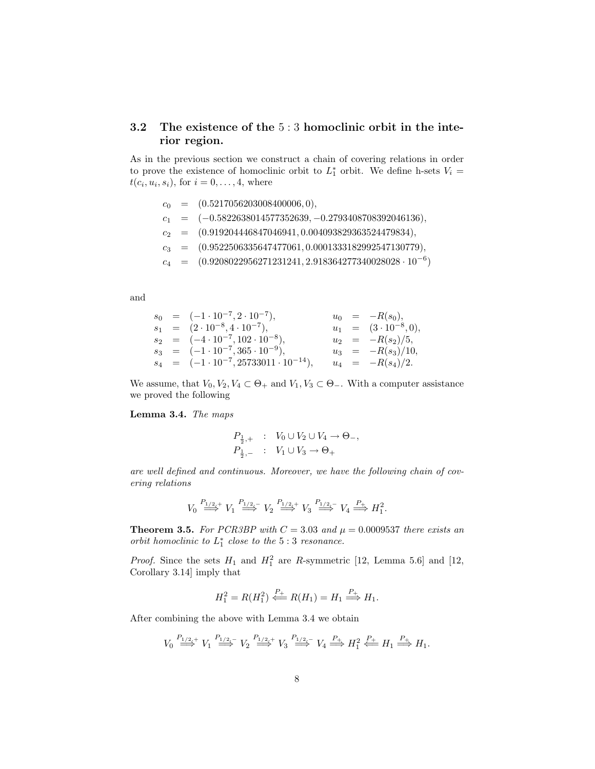### 3.2 The existence of the $5:3$ homoclinic orbit in the interior region.

As in the previous section we construct a chain of covering relations in order to prove the existence of homoclinic orbit to $L_1^*$ orbit. We define h-sets $V_i = t(c_i, u_i, s_i)$, for $i = 0, \ldots, 4$, where

$$
\begin{aligned}
c_0 &= (0.5217056203008400006, 0), \\
c_1 &= (-0.5822638014577352639, -0.2793408708392046136), \\
c_2 &= (0.919204446847046941, 0.004093829363524479834), \\
c_3 &= (0.9522506335647477061, 0.0001333182992547130779), \\
c_4 &= (0.9208022956271231241, 2.918364277340028028 \cdot 10^{-6})
\end{aligned}
$$

and

$$
\begin{aligned}
s_0 &= (-1 \cdot 10^{-7}, 2 \cdot 10^{-7}), & u_0 &= -R(s_0), \\
s_1 &= (2 \cdot 10^{-8}, 4 \cdot 10^{-7}), & u_1 &= (3 \cdot 10^{-8}, 0), \\
s_2 &= (-4 \cdot 10^{-7}, 102 \cdot 10^{-8}), & u_2 &= -R(s_2)/5, \\
s_3 &= (-1 \cdot 10^{-7}, 365 \cdot 10^{-9}), & u_3 &= -R(s_3)/10, \\
s_4 &= (-1 \cdot 10^{-7}, 25733011 \cdot 10^{-14}), & u_4 &= -R(s_4)/2.
\end{aligned}
$$

We assume, that $V_0, V_2, V_4 \subset \Theta_+$ and $V_1, V_3 \subset \Theta_-$. With a computer assistance we proved the following

**Lemma 3.4.** *The maps*

$$
\begin{aligned}
P_{\frac{1}{2},+} &: V_0 \cup V_2 \cup V_4 \to \Theta_-, \\
P_{\frac{1}{2},-} &: V_1 \cup V_3 \to \Theta_+
\end{aligned}
$$

*are well defined and continuous. Moreover, we have the following chain of covering relations*

$$
V_0 \overset{P_{1/2,+}}{\Longrightarrow} V_1 \overset{P_{1/2,-}}{\Longrightarrow} V_2 \overset{P_{1/2,+}}{\Longrightarrow} V_3 \overset{P_{1/2,-}}{\Longrightarrow} V_4 \overset{P_+}{\Longrightarrow} H_1^2.
$$

**Theorem 3.5.** *For PCR3BP with $C = 3.03$ and $\mu = 0.0009537$ there exists an orbit homoclinic to $L_1^*$ close to the $5:3$ resonance.*

*Proof.* Since the sets $H_1$ and $H_1^2$ are $R$-symmetric [12, Lemma 5.6] and [12, Corollary 3.14] imply that

$$
H_1^2 = R(H_1^2) \overset{P_+}{\Longleftarrow} R(H_1) = H_1 \overset{P_+}{\Longrightarrow} H_1.
$$

After combining the above with Lemma 3.4 we obtain

$$
V_0 \overset{P_{1/2,+}}{\Longrightarrow} V_1 \overset{P_{1/2,-}}{\Longrightarrow} V_2 \overset{P_{1/2,+}}{\Longrightarrow} V_3 \overset{P_{1/2,-}}{\Longrightarrow} V_4 \overset{P_+}{\Longrightarrow} H_1^2 \overset{P_+}{\Longleftarrow} H_1 \overset{P_+}{\Longrightarrow} H_1.
$$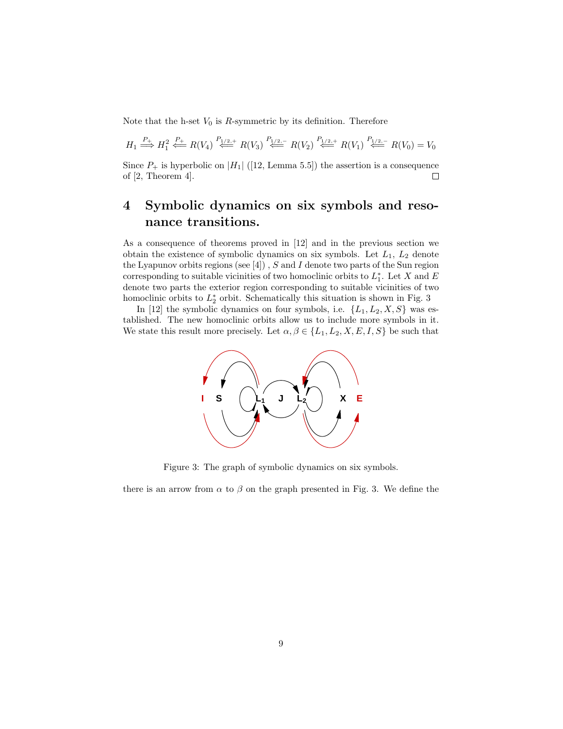Note that the h-set $V_0$ is $R$-symmetric by its definition. Therefore

$$H_1 \overset{P_+}{\Longrightarrow} H_1^2 \overset{P_+}{\Longleftarrow} R(V_4) \overset{P_{1/2,+}}{\Longleftarrow} R(V_3) \overset{P_{1/2,-}}{\Longleftarrow} R(V_2) \overset{P_{1/2,+}}{\Longleftarrow} R(V_1) \overset{P_{1/2,-}}{\Longleftarrow} R(V_0) = V_0$$

Since $P_+$ is hyperbolic on $|H_1|$ ([12, Lemma 5.5]) the assertion is a consequence of [2, Theorem 4]. □

# 4 Symbolic dynamics on six symbols and resonance transitions.

As a consequence of theorems proved in [12] and in the previous section we obtain the existence of symbolic dynamics on six symbols. Let $L_1$, $L_2$ denote the Lyapunov orbits regions (see [4]) , $S$ and $I$ denote two parts of the Sun region corresponding to suitable vicinities of two homoclinic orbits to $L_1^*$. Let $X$ and $E$ denote two parts the exterior region corresponding to suitable vicinities of two homoclinic orbits to $L_2^*$ orbit. Schematically this situation is shown in Fig. 3

In [12] the symbolic dynamics on four symbols, i.e. $\{L_1, L_2, X, S\}$ was established. The new homoclinic orbits allow us to include more symbols in it. We state this result more precisely. Let $\alpha, \beta \in \{L_1, L_2, X, E, I, S\}$ be such that

Figure 3: The graph of symbolic dynamics on six symbols.

there is an arrow from $\alpha$ to $\beta$ on the graph presented in Fig. 3. We define the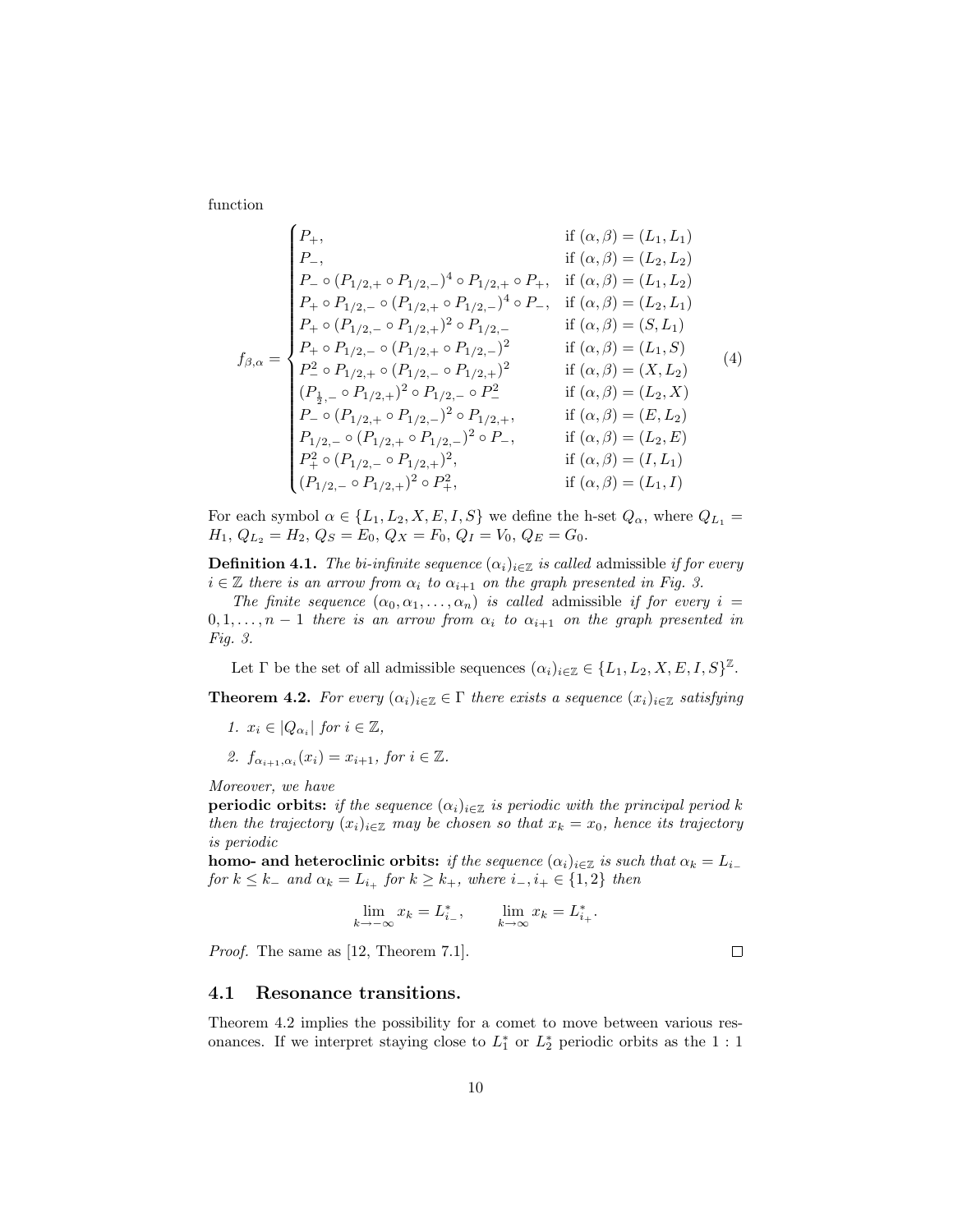function

$$
f_{\beta,\alpha} = \begin{cases}
P_+, & \text{if } (\alpha,\beta) = (L_1, L_1) \\
P_-, & \text{if } (\alpha,\beta) = (L_2, L_2) \\
P_- \circ (P_{1/2,+} \circ P_{1/2,-})^4 \circ P_{1/2,+} \circ P_+, & \text{if } (\alpha,\beta) = (L_1, L_2) \\
P_+ \circ P_{1/2,-} \circ (P_{1/2,+} \circ P_{1/2,-})^4 \circ P_-, & \text{if } (\alpha,\beta) = (L_2, L_1) \\
P_+ \circ (P_{1/2,-} \circ P_{1/2,+})^2 \circ P_{1/2,-} & \text{if } (\alpha,\beta) = (S, L_1) \\
P_+ \circ P_{1/2,-} \circ (P_{1/2,+} \circ P_{1/2,-})^2 & \text{if } (\alpha,\beta) = (L_1, S) \\
P_-^2 \circ P_{1/2,+} \circ (P_{1/2,-} \circ P_{1/2,+})^2 & \text{if } (\alpha,\beta) = (X, L_2) \\
(P_{\frac{1}{2},-} \circ P_{1/2,+})^2 \circ P_{1/2,-} \circ P_-^2 & \text{if } (\alpha,\beta) = (L_2, X) \\
P_- \circ (P_{1/2,+} \circ P_{1/2,-})^2 \circ P_{1/2,+}, & \text{if } (\alpha,\beta) = (E, L_2) \\
P_{1/2,-} \circ (P_{1/2,+} \circ P_{1/2,-})^2 \circ P_-, & \text{if } (\alpha,\beta) = (L_2, E) \\
P_+^2 \circ (P_{1/2,-} \circ P_{1/2,+})^2, & \text{if } (\alpha,\beta) = (I, L_1) \\
(P_{1/2,-} \circ P_{1/2,+})^2 \circ P_+^2, & \text{if } (\alpha,\beta) = (L_1, I)
\end{cases} \tag{4}
$$

For each symbol $\alpha \in \{L_1, L_2, X, E, I, S\}$ we define the h-set $Q_\alpha$, where $Q_{L_1} = H_1$, $Q_{L_2} = H_2$, $Q_S = E_0$, $Q_X = F_0$, $Q_I = V_0$, $Q_E = G_0$.

**Definition 4.1.** *The bi-infinite sequence $(\alpha_i)_{i\in\mathbb{Z}}$ is called* admissible *if for every $i \in \mathbb{Z}$ there is an arrow from $\alpha_i$ to $\alpha_{i+1}$ on the graph presented in Fig. 3.*

*The finite sequence $(\alpha_0, \alpha_1, \ldots, \alpha_n)$ is called* admissible *if for every $i = 0, 1, \ldots, n-1$ there is an arrow from $\alpha_i$ to $\alpha_{i+1}$ on the graph presented in Fig. 3.*

Let $\Gamma$ be the set of all admissible sequences $(\alpha_i)_{i\in\mathbb{Z}} \in \{L_1, L_2, X, E, I, S\}^{\mathbb{Z}}$.

**Theorem 4.2.** *For every $(\alpha_i)_{i\in\mathbb{Z}} \in \Gamma$ there exists a sequence $(x_i)_{i\in\mathbb{Z}}$ satisfying*

1. *$x_i \in |Q_{\alpha_i}|$ for $i \in \mathbb{Z}$,*
2. *$f_{\alpha_{i+1},\alpha_i}(x_i) = x_{i+1}$, for $i \in \mathbb{Z}$.*

*Moreover, we have*
**periodic orbits:** *if the sequence $(\alpha_i)_{i\in\mathbb{Z}}$ is periodic with the principal period $k$ then the trajectory $(x_i)_{i\in\mathbb{Z}}$ may be chosen so that $x_k = x_0$, hence its trajectory is periodic*
**homo- and heteroclinic orbits:** *if the sequence $(\alpha_i)_{i\in\mathbb{Z}}$ is such that $\alpha_k = L_{i_-}$ for $k \leq k_-$ and $\alpha_k = L_{i_+}$ for $k \geq k_+$, where $i_-, i_+ \in \{1, 2\}$ then*

$$
\lim_{k\to-\infty} x_k = L_{i_-}^*, \qquad \lim_{k\to\infty} x_k = L_{i_+}^*.
$$

*Proof.* The same as [12, Theorem 7.1]. □

## 4.1 Resonance transitions.

Theorem 4.2 implies the possibility for a comet to move between various resonances. If we interpret staying close to $L_1^*$ or $L_2^*$ periodic orbits as the 1 : 1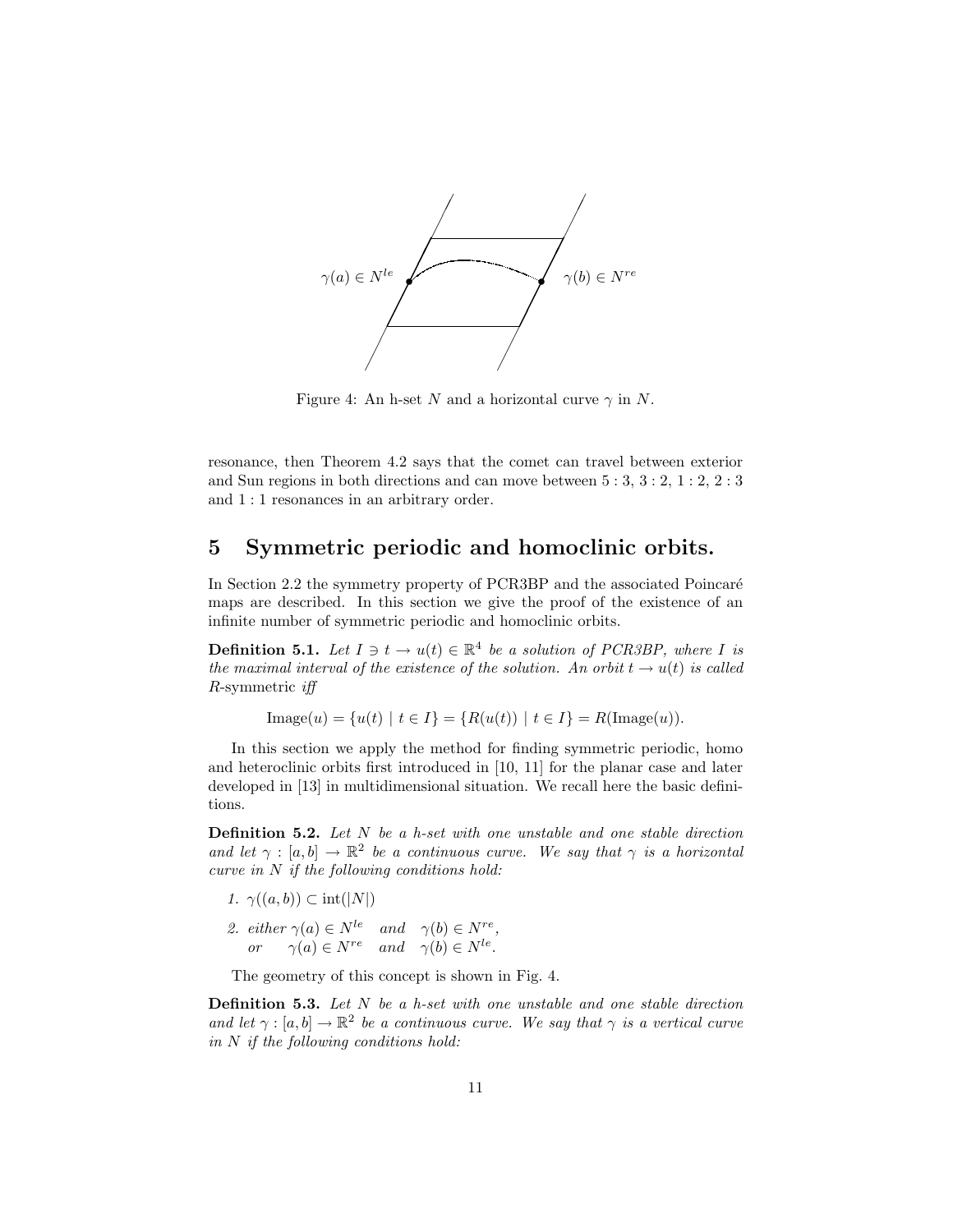Figure 4: An h-set $N$ and a horizontal curve $\gamma$ in $N$.

resonance, then Theorem 4.2 says that the comet can travel between exterior and Sun regions in both directions and can move between 5 : 3, 3 : 2, 1 : 2, 2 : 3 and 1 : 1 resonances in an arbitrary order.

# 5 Symmetric periodic and homoclinic orbits.

In Section 2.2 the symmetry property of PCR3BP and the associated Poincaré maps are described. In this section we give the proof of the existence of an infinite number of symmetric periodic and homoclinic orbits.

**Definition 5.1.** *Let $I \ni t \to u(t) \in \mathbb{R}^4$ be a solution of PCR3BP, where $I$ is the maximal interval of the existence of the solution. An orbit $t \to u(t)$ is called* $R$-symmetric *iff*

$$\mathrm{Image}(u) = \{u(t) \mid t \in I\} = \{R(u(t)) \mid t \in I\} = R(\mathrm{Image}(u)).$$

In this section we apply the method for finding symmetric periodic, homo and heteroclinic orbits first introduced in [10, 11] for the planar case and later developed in [13] in multidimensional situation. We recall here the basic definitions.

**Definition 5.2.** *Let $N$ be a h-set with one unstable and one stable direction and let $\gamma : [a, b] \to \mathbb{R}^2$ be a continuous curve. We say that $\gamma$ is a horizontal curve in $N$ if the following conditions hold:*

1. $\gamma((a, b)) \subset \mathrm{int}(|N|)$
2. *either* $\gamma(a) \in N^{le}$ *and* $\gamma(b) \in N^{re}$,
   *or* $\gamma(a) \in N^{re}$ *and* $\gamma(b) \in N^{le}$.

The geometry of this concept is shown in Fig. 4.

**Definition 5.3.** *Let $N$ be a h-set with one unstable and one stable direction and let $\gamma : [a, b] \to \mathbb{R}^2$ be a continuous curve. We say that $\gamma$ is a vertical curve in $N$ if the following conditions hold:*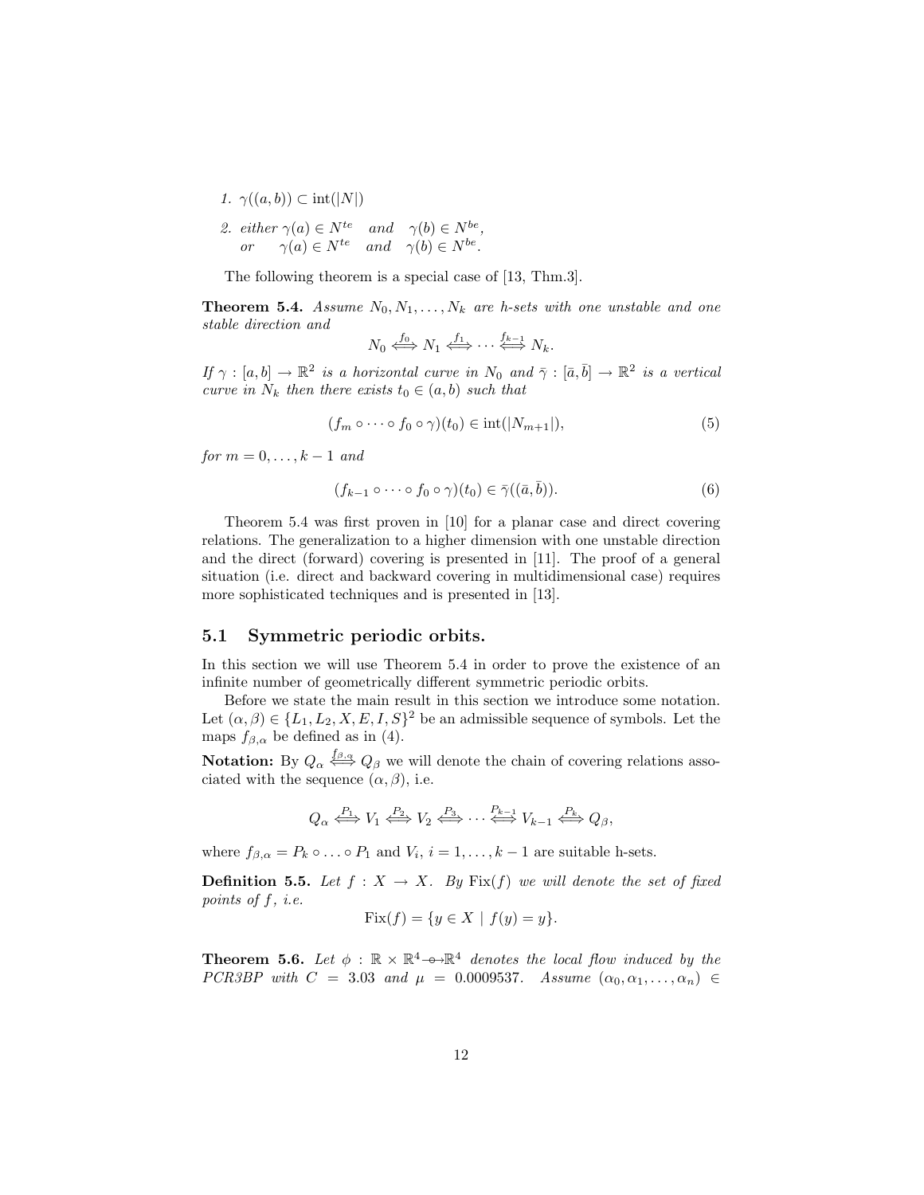1. $\gamma((a,b)) \subset \mathrm{int}(|N|)$
2. either $\gamma(a) \in N^{te}$ and $\gamma(b) \in N^{be}$,
   or $\gamma(a) \in N^{te}$ and $\gamma(b) \in N^{be}$.

The following theorem is a special case of [13, Thm.3].

**Theorem 5.4.** *Assume $N_0, N_1, \ldots, N_k$ are h-sets with one unstable and one stable direction and*

$$N_0 \overset{f_0}{\Longleftrightarrow} N_1 \overset{f_1}{\Longleftrightarrow} \cdots \overset{f_{k-1}}{\Longleftrightarrow} N_k.$$

*If $\gamma : [a,b] \to \mathbb{R}^2$ is a horizontal curve in $N_0$ and $\bar{\gamma} : [\bar{a}, \bar{b}] \to \mathbb{R}^2$ is a vertical curve in $N_k$ then there exists $t_0 \in (a,b)$ such that*

$$(f_m \circ \cdots \circ f_0 \circ \gamma)(t_0) \in \mathrm{int}(|N_{m+1}|), \tag{5}$$

*for $m = 0, \ldots, k-1$ and*

$$(f_{k-1} \circ \cdots \circ f_0 \circ \gamma)(t_0) \in \bar{\gamma}((\bar{a}, \bar{b})). \tag{6}$$

Theorem 5.4 was first proven in [10] for a planar case and direct covering relations. The generalization to a higher dimension with one unstable direction and the direct (forward) covering is presented in [11]. The proof of a general situation (i.e. direct and backward covering in multidimensional case) requires more sophisticated techniques and is presented in [13].

## 5.1 Symmetric periodic orbits.

In this section we will use Theorem 5.4 in order to prove the existence of an infinite number of geometrically different symmetric periodic orbits.

Before we state the main result in this section we introduce some notation. Let $(\alpha, \beta) \in \{L_1, L_2, X, E, I, S\}^2$ be an admissible sequence of symbols. Let the maps $f_{\beta,\alpha}$ be defined as in (4).

**Notation:** By $Q_\alpha \overset{f_{\beta,\alpha}}{\Longleftrightarrow} Q_\beta$ we will denote the chain of covering relations associated with the sequence $(\alpha, \beta)$, i.e.

$$Q_\alpha \overset{P_1}{\Longleftrightarrow} V_1 \overset{P_2}{\Longleftrightarrow} V_2 \overset{P_3}{\Longleftrightarrow} \cdots \overset{P_{k-1}}{\Longleftrightarrow} V_{k-1} \overset{P_k}{\Longleftrightarrow} Q_\beta,$$

where $f_{\beta,\alpha} = P_k \circ \ldots \circ P_1$ and $V_i$, $i = 1, \ldots, k-1$ are suitable h-sets.

**Definition 5.5.** *Let $f : X \to X$. By $\mathrm{Fix}(f)$ we will denote the set of fixed points of $f$, i.e.*

$$\mathrm{Fix}(f) = \{y \in X \mid f(y) = y\}.$$

**Theorem 5.6.** *Let $\phi : \mathbb{R} \times \mathbb{R}^4 \multimap \mathbb{R}^4$ denotes the local flow induced by the PCR3BP with $C = 3.03$ and $\mu = 0.0009537$. Assume $(\alpha_0, \alpha_1, \ldots, \alpha_n) \in$*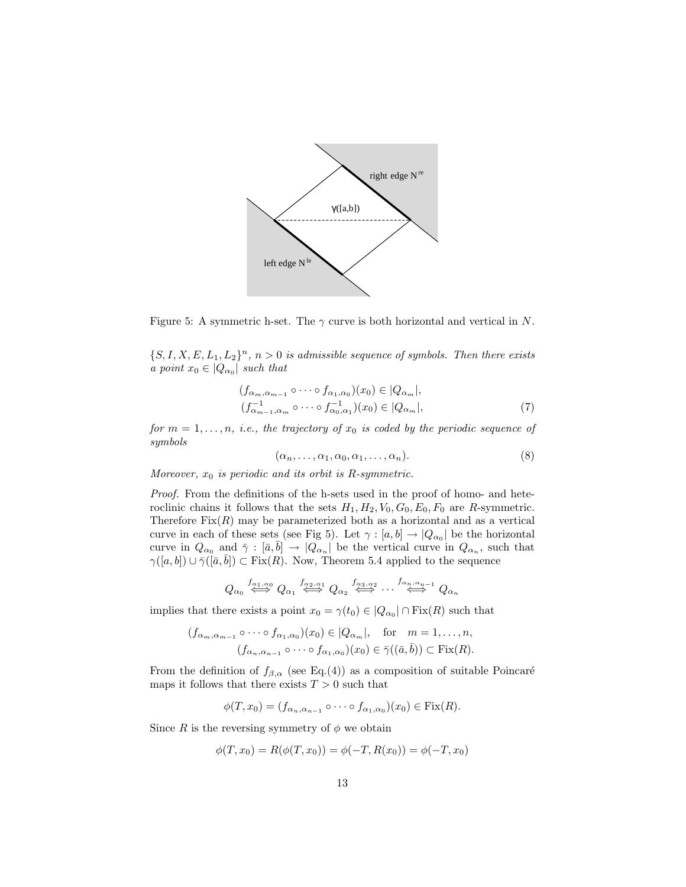Figure 5: A symmetric h-set. The $\gamma$ curve is both horizontal and vertical in $N$.

$\{S, I, X, E, L_1, L_2\}^n$, $n > 0$ *is admissible sequence of symbols. Then there exists a point* $x_0 \in |Q_{\alpha_0}|$ *such that*

$$
\begin{aligned}
(f_{\alpha_m,\alpha_{m-1}} \circ \cdots \circ f_{\alpha_1,\alpha_0})(x_0) &\in |Q_{\alpha_m}|, \\
(f^{-1}_{\alpha_{m-1},\alpha_m} \circ \cdots \circ f^{-1}_{\alpha_0,\alpha_1})(x_0) &\in |Q_{\alpha_m}|,
\end{aligned} \tag{7}
$$

*for* $m = 1, \ldots, n$, *i.e., the trajectory of* $x_0$ *is coded by the periodic sequence of symbols*

$$
(\alpha_n, \ldots, \alpha_1, \alpha_0, \alpha_1, \ldots, \alpha_n). \tag{8}
$$

*Moreover,* $x_0$ *is periodic and its orbit is R-symmetric.*

*Proof.* From the definitions of the h-sets used in the proof of homo- and heteroclinic chains it follows that the sets $H_1, H_2, V_0, G_0, E_0, F_0$ are $R$-symmetric. Therefore $\mathrm{Fix}(R)$ may be parameterized both as a horizontal and as a vertical curve in each of these sets (see Fig 5). Let $\gamma : [a, b] \to |Q_{\alpha_0}|$ be the horizontal curve in $Q_{\alpha_0}$ and $\bar{\gamma} : [\bar{a}, \bar{b}] \to |Q_{\alpha_n}|$ be the vertical curve in $Q_{\alpha_n}$, such that $\gamma([a, b]) \cup \bar{\gamma}([\bar{a}, \bar{b}]) \subset \mathrm{Fix}(R)$. Now, Theorem 5.4 applied to the sequence

$$
Q_{\alpha_0} \overset{f_{\alpha_1,\alpha_0}}{\Longleftrightarrow} Q_{\alpha_1} \overset{f_{\alpha_2,\alpha_1}}{\Longleftrightarrow} Q_{\alpha_2} \overset{f_{\alpha_3,\alpha_2}}{\Longleftrightarrow} \cdots \overset{f_{\alpha_n,\alpha_{n-1}}}{\Longleftrightarrow} Q_{\alpha_n}
$$

implies that there exists a point $x_0 = \gamma(t_0) \in |Q_{\alpha_0}| \cap \mathrm{Fix}(R)$ such that

$$
\begin{aligned}
(f_{\alpha_m,\alpha_{m-1}} \circ \cdots \circ f_{\alpha_1,\alpha_0})(x_0) &\in |Q_{\alpha_m}|, \quad \text{for} \quad m = 1, \ldots, n, \\
(f_{\alpha_n,\alpha_{n-1}} \circ \cdots \circ f_{\alpha_1,\alpha_0})(x_0) &\in \bar{\gamma}((\bar{a}, \bar{b})) \subset \mathrm{Fix}(R).
\end{aligned}
$$

From the definition of $f_{\beta,\alpha}$ (see Eq.(4)) as a composition of suitable Poincaré maps it follows that there exists $T > 0$ such that

$$
\phi(T, x_0) = (f_{\alpha_n,\alpha_{n-1}} \circ \cdots \circ f_{\alpha_1,\alpha_0})(x_0) \in \mathrm{Fix}(R).
$$

Since $R$ is the reversing symmetry of $\phi$ we obtain

$$
\phi(T, x_0) = R(\phi(T, x_0)) = \phi(-T, R(x_0)) = \phi(-T, x_0)
$$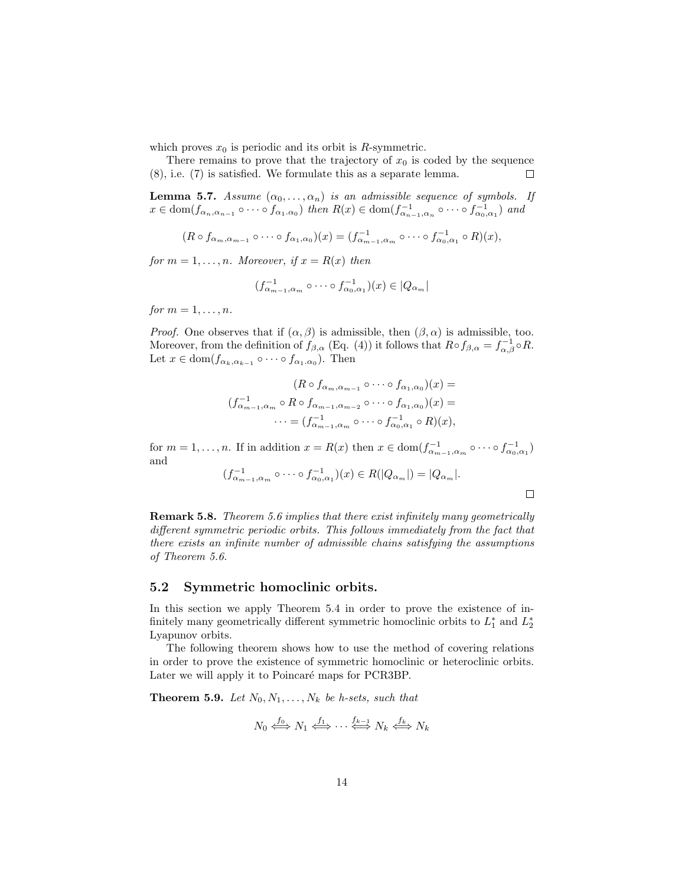which proves $x_0$ is periodic and its orbit is $R$-symmetric.

There remains to prove that the trajectory of $x_0$ is coded by the sequence (8), i.e. (7) is satisfied. We formulate this as a separate lemma. $\square$

**Lemma 5.7.** *Assume $(\alpha_0, \ldots, \alpha_n)$ is an admissible sequence of symbols. If $x \in \mathrm{dom}(f_{\alpha_n,\alpha_{n-1}} \circ \cdots \circ f_{\alpha_1.\alpha_0})$ then $R(x) \in \mathrm{dom}(f^{-1}_{\alpha_{n-1},\alpha_n} \circ \cdots \circ f^{-1}_{\alpha_0,\alpha_1})$ and*

$$(R \circ f_{\alpha_m,\alpha_{m-1}} \circ \cdots \circ f_{\alpha_1,\alpha_0})(x) = (f^{-1}_{\alpha_{m-1},\alpha_m} \circ \cdots \circ f^{-1}_{\alpha_0,\alpha_1} \circ R)(x),$$

*for $m = 1, \ldots, n$. Moreover, if $x = R(x)$ then*

$$(f^{-1}_{\alpha_{m-1},\alpha_m} \circ \cdots \circ f^{-1}_{\alpha_0,\alpha_1})(x) \in |Q_{\alpha_m}|$$

*for $m = 1, \ldots, n$.*

*Proof.* One observes that if $(\alpha, \beta)$ is admissible, then $(\beta, \alpha)$ is admissible, too. Moreover, from the definition of $f_{\beta,\alpha}$ (Eq. (4)) it follows that $R \circ f_{\beta,\alpha} = f^{-1}_{\alpha,\beta} \circ R$. Let $x \in \mathrm{dom}(f_{\alpha_k,\alpha_{k-1}} \circ \cdots \circ f_{\alpha_1.\alpha_0})$. Then

$$\begin{aligned} (R \circ f_{\alpha_m,\alpha_{m-1}} \circ \cdots \circ f_{\alpha_1,\alpha_0})(x) &= \\ (f^{-1}_{\alpha_{m-1},\alpha_m} \circ R \circ f_{\alpha_{m-1},\alpha_{m-2}} \circ \cdots \circ f_{\alpha_1,\alpha_0})(x) &= \\ \cdots = (f^{-1}_{\alpha_{m-1},\alpha_m} \circ \cdots \circ f^{-1}_{\alpha_0,\alpha_1} \circ R)(x), \end{aligned}$$

for $m = 1, \ldots, n$. If in addition $x = R(x)$ then $x \in \mathrm{dom}(f^{-1}_{\alpha_{m-1},\alpha_m} \circ \cdots \circ f^{-1}_{\alpha_0,\alpha_1})$ and

$$(f^{-1}_{\alpha_{m-1},\alpha_m} \circ \cdots \circ f^{-1}_{\alpha_0,\alpha_1})(x) \in R(|Q_{\alpha_m}|) = |Q_{\alpha_m}|.$$

$\square$

**Remark 5.8.** *Theorem 5.6 implies that there exist infinitely many geometrically different symmetric periodic orbits. This follows immediately from the fact that there exists an infinite number of admissible chains satisfying the assumptions of Theorem 5.6.*

## 5.2 Symmetric homoclinic orbits.

In this section we apply Theorem 5.4 in order to prove the existence of infinitely many geometrically different symmetric homoclinic orbits to $L_1^*$ and $L_2^*$ Lyapunov orbits.

The following theorem shows how to use the method of covering relations in order to prove the existence of symmetric homoclinic or heteroclinic orbits. Later we will apply it to Poincaré maps for PCR3BP.

**Theorem 5.9.** *Let $N_0, N_1, \ldots, N_k$ be h-sets, such that*

$$N_0 \overset{f_0}{\Longleftrightarrow} N_1 \overset{f_1}{\Longleftrightarrow} \cdots \overset{f_{k-1}}{\Longleftrightarrow} N_k \overset{f_k}{\Longleftrightarrow} N_k$$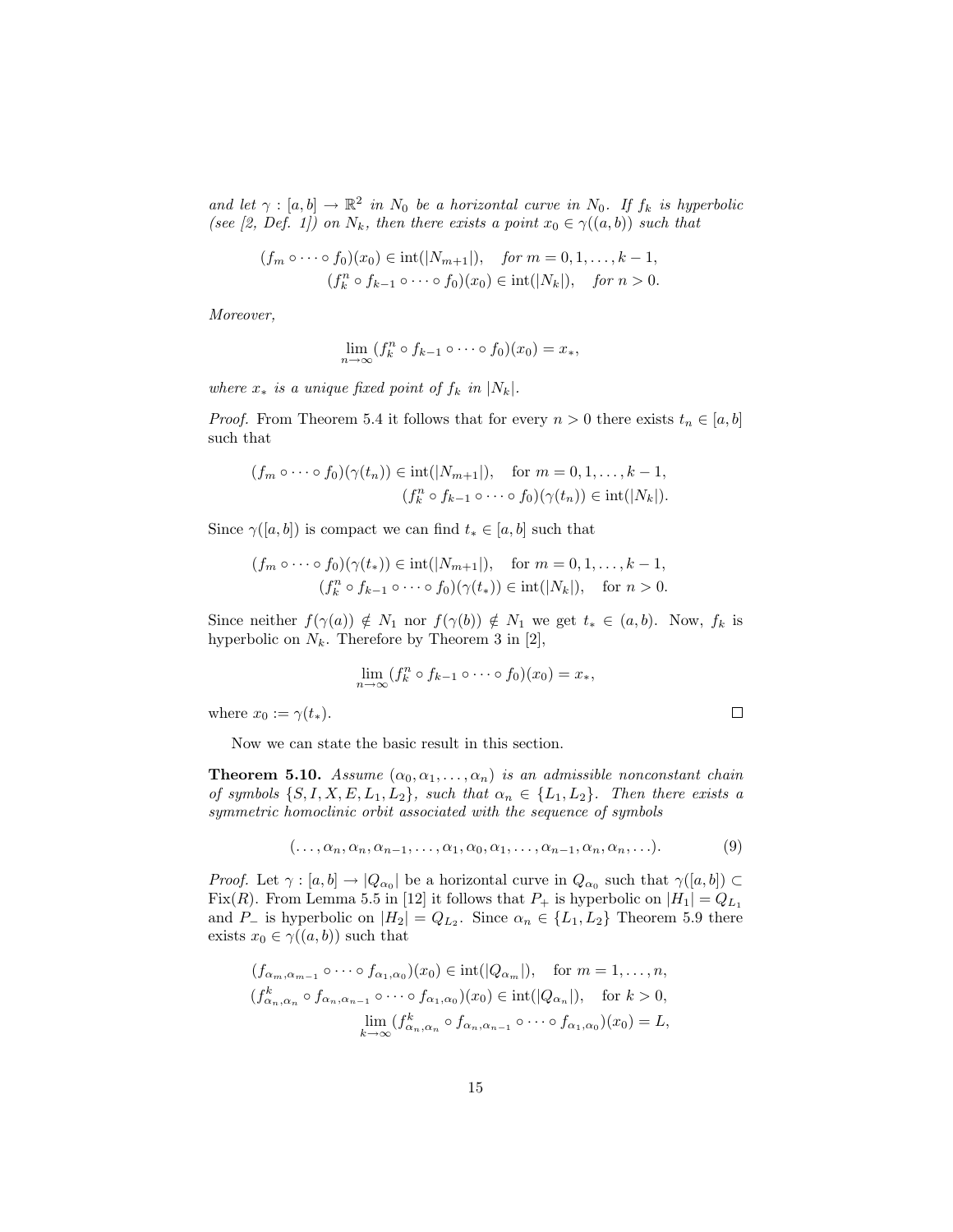*and let $\gamma : [a,b] \to \mathbb{R}^2$ in $N_0$ be a horizontal curve in $N_0$. If $f_k$ is hyperbolic (see [2, Def. 1]) on $N_k$, then there exists a point $x_0 \in \gamma((a,b))$ such that*

$$
\begin{aligned}
(f_m \circ \cdots \circ f_0)(x_0) \in \operatorname{int}(|N_{m+1}|), \quad \text{for } m = 0, 1, \ldots, k-1, \\
(f_k^n \circ f_{k-1} \circ \cdots \circ f_0)(x_0) \in \operatorname{int}(|N_k|), \quad \text{for } n > 0.
\end{aligned}
$$

*Moreover,*

$$
\lim_{n \to \infty} (f_k^n \circ f_{k-1} \circ \cdots \circ f_0)(x_0) = x_*,
$$

*where $x_*$ is a unique fixed point of $f_k$ in $|N_k|$.*

*Proof.* From Theorem 5.4 it follows that for every $n > 0$ there exists $t_n \in [a,b]$ such that

$$
\begin{aligned}
(f_m \circ \cdots \circ f_0)(\gamma(t_n)) \in \operatorname{int}(|N_{m+1}|), \quad \text{for } m = 0, 1, \ldots, k-1, \\
(f_k^n \circ f_{k-1} \circ \cdots \circ f_0)(\gamma(t_n)) \in \operatorname{int}(|N_k|).
\end{aligned}
$$

Since $\gamma([a,b])$ is compact we can find $t_* \in [a,b]$ such that

$$
\begin{aligned}
(f_m \circ \cdots \circ f_0)(\gamma(t_*)) \in \operatorname{int}(|N_{m+1}|), \quad \text{for } m = 0, 1, \ldots, k-1, \\
(f_k^n \circ f_{k-1} \circ \cdots \circ f_0)(\gamma(t_*)) \in \operatorname{int}(|N_k|), \quad \text{for } n > 0.
\end{aligned}
$$

Since neither $f(\gamma(a)) \notin N_1$ nor $f(\gamma(b)) \notin N_1$ we get $t_* \in (a,b)$. Now, $f_k$ is hyperbolic on $N_k$. Therefore by Theorem 3 in [2],

$$
\lim_{n \to \infty} (f_k^n \circ f_{k-1} \circ \cdots \circ f_0)(x_0) = x_*,
$$

where $x_0 := \gamma(t_*)$. □

Now we can state the basic result in this section.

**Theorem 5.10.** *Assume $(\alpha_0, \alpha_1, \ldots, \alpha_n)$ is an admissible nonconstant chain of symbols $\{S, I, X, E, L_1, L_2\}$, such that $\alpha_n \in \{L_1, L_2\}$. Then there exists a symmetric homoclinic orbit associated with the sequence of symbols*

$$
(\ldots, \alpha_n, \alpha_n, \alpha_{n-1}, \ldots, \alpha_1, \alpha_0, \alpha_1, \ldots, \alpha_{n-1}, \alpha_n, \alpha_n, \ldots). \tag{9}
$$

*Proof.* Let $\gamma : [a,b] \to |Q_{\alpha_0}|$ be a horizontal curve in $Q_{\alpha_0}$ such that $\gamma([a,b]) \subset \operatorname{Fix}(R)$. From Lemma 5.5 in [12] it follows that $P_+$ is hyperbolic on $|H_1| = Q_{L_1}$ and $P_-$ is hyperbolic on $|H_2| = Q_{L_2}$. Since $\alpha_n \in \{L_1, L_2\}$ Theorem 5.9 there exists $x_0 \in \gamma((a,b))$ such that

$$
\begin{aligned}
(f_{\alpha_m, \alpha_{m-1}} \circ \cdots \circ f_{\alpha_1, \alpha_0})(x_0) \in \operatorname{int}(|Q_{\alpha_m}|), \quad \text{for } m = 1, \ldots, n, \\
(f_{\alpha_n, \alpha_n}^k \circ f_{\alpha_n, \alpha_{n-1}} \circ \cdots \circ f_{\alpha_1, \alpha_0})(x_0) \in \operatorname{int}(|Q_{\alpha_n}|), \quad \text{for } k > 0, \\
\lim_{k \to \infty} (f_{\alpha_n, \alpha_n}^k \circ f_{\alpha_n, \alpha_{n-1}} \circ \cdots \circ f_{\alpha_1, \alpha_0})(x_0) = L,
\end{aligned}
$$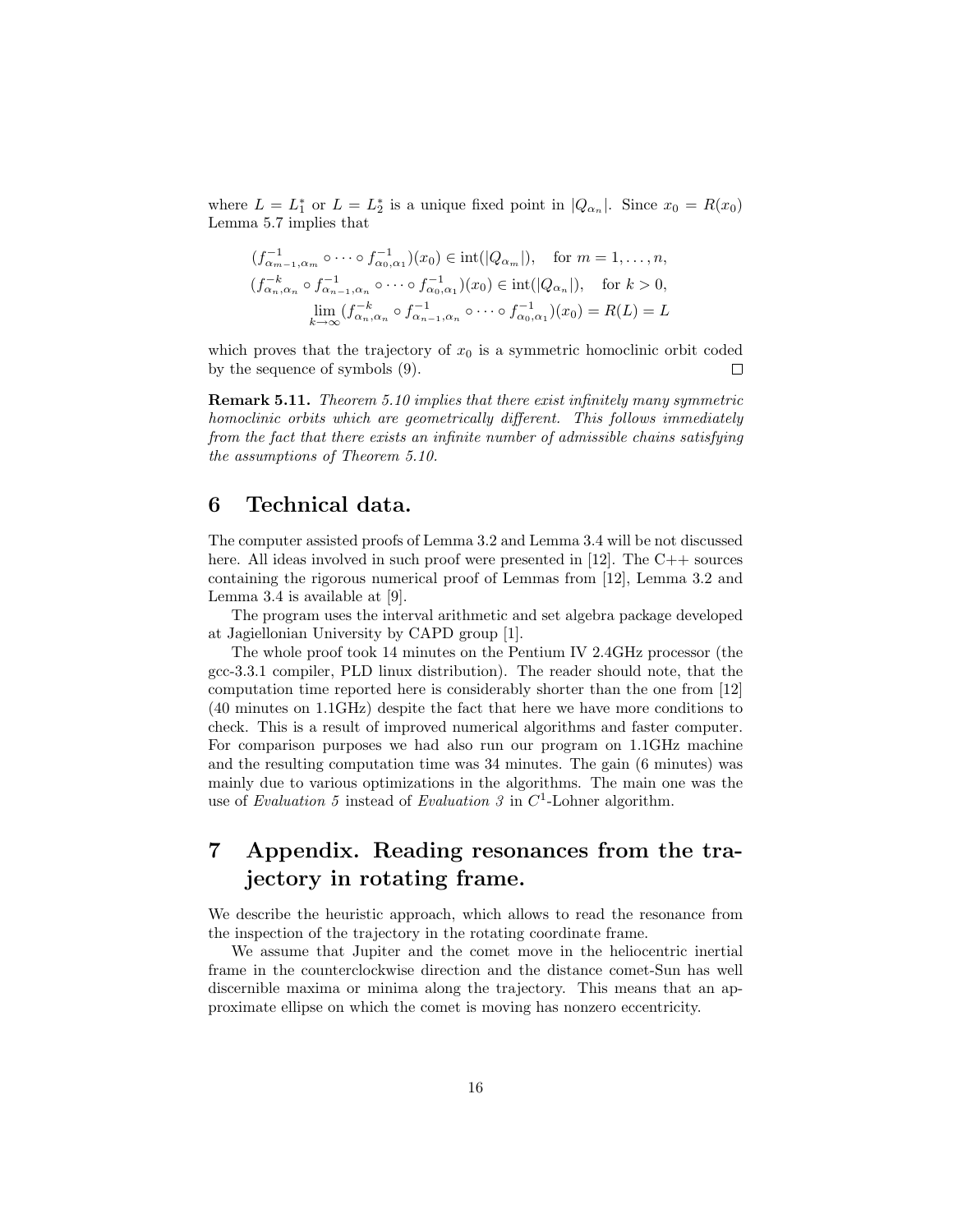where $L = L_1^*$ or $L = L_2^*$ is a unique fixed point in $|Q_{\alpha_n}|$. Since $x_0 = R(x_0)$ Lemma 5.7 implies that

$$
\begin{aligned}
(f^{-1}_{\alpha_{m-1},\alpha_m} \circ \cdots \circ f^{-1}_{\alpha_0,\alpha_1})(x_0) &\in \mathrm{int}(|Q_{\alpha_m}|), \quad \text{for } m = 1, \ldots, n, \\
(f^{-k}_{\alpha_n,\alpha_n} \circ f^{-1}_{\alpha_{n-1},\alpha_n} \circ \cdots \circ f^{-1}_{\alpha_0,\alpha_1})(x_0) &\in \mathrm{int}(|Q_{\alpha_n}|), \quad \text{for } k > 0, \\
\lim_{k\to\infty} (f^{-k}_{\alpha_n,\alpha_n} \circ f^{-1}_{\alpha_{n-1},\alpha_n} \circ \cdots \circ f^{-1}_{\alpha_0,\alpha_1})(x_0) &= R(L) = L
\end{aligned}
$$

which proves that the trajectory of $x_0$ is a symmetric homoclinic orbit coded by the sequence of symbols (9). □

**Remark 5.11.** *Theorem 5.10 implies that there exist infinitely many symmetric homoclinic orbits which are geometrically different. This follows immediately from the fact that there exists an infinite number of admissible chains satisfying the assumptions of Theorem 5.10.*

## 6 Technical data.

The computer assisted proofs of Lemma 3.2 and Lemma 3.4 will be not discussed here. All ideas involved in such proof were presented in [12]. The C++ sources containing the rigorous numerical proof of Lemmas from [12], Lemma 3.2 and Lemma 3.4 is available at [9].

The program uses the interval arithmetic and set algebra package developed at Jagiellonian University by CAPD group [1].

The whole proof took 14 minutes on the Pentium IV 2.4GHz processor (the gcc-3.3.1 compiler, PLD linux distribution). The reader should note, that the computation time reported here is considerably shorter than the one from [12] (40 minutes on 1.1GHz) despite the fact that here we have more conditions to check. This is a result of improved numerical algorithms and faster computer. For comparison purposes we had also run our program on 1.1GHz machine and the resulting computation time was 34 minutes. The gain (6 minutes) was mainly due to various optimizations in the algorithms. The main one was the use of *Evaluation 5* instead of *Evaluation 3* in $C^1$-Lohner algorithm.

## 7 Appendix. Reading resonances from the trajectory in rotating frame.

We describe the heuristic approach, which allows to read the resonance from the inspection of the trajectory in the rotating coordinate frame.

We assume that Jupiter and the comet move in the heliocentric inertial frame in the counterclockwise direction and the distance comet-Sun has well discernible maxima or minima along the trajectory. This means that an approximate ellipse on which the comet is moving has nonzero eccentricity.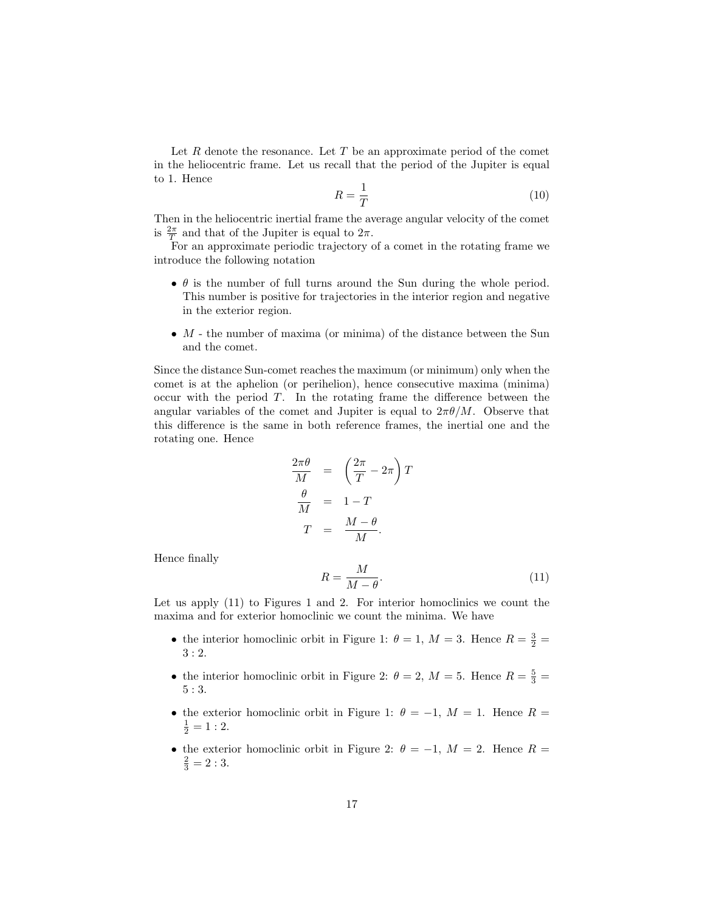Let $R$ denote the resonance. Let $T$ be an approximate period of the comet in the heliocentric frame. Let us recall that the period of the Jupiter is equal to 1. Hence

$$R = \frac{1}{T} \tag{10}$$

Then in the heliocentric inertial frame the average angular velocity of the comet is $\frac{2\pi}{T}$ and that of the Jupiter is equal to $2\pi$.

For an approximate periodic trajectory of a comet in the rotating frame we introduce the following notation

- $\theta$ is the number of full turns around the Sun during the whole period. This number is positive for trajectories in the interior region and negative in the exterior region.
- $M$ - the number of maxima (or minima) of the distance between the Sun and the comet.

Since the distance Sun-comet reaches the maximum (or minimum) only when the comet is at the aphelion (or perihelion), hence consecutive maxima (minima) occur with the period $T$. In the rotating frame the difference between the angular variables of the comet and Jupiter is equal to $2\pi\theta/M$. Observe that this difference is the same in both reference frames, the inertial one and the rotating one. Hence

$$\begin{aligned}
\frac{2\pi\theta}{M} &= \left(\frac{2\pi}{T} - 2\pi\right) T \\
\frac{\theta}{M} &= 1 - T \\
T &= \frac{M-\theta}{M}.
\end{aligned}$$

Hence finally

$$R = \frac{M}{M-\theta}. \tag{11}$$

Let us apply (11) to Figures 1 and 2. For interior homoclinics we count the maxima and for exterior homoclinic we count the minima. We have

- the interior homoclinic orbit in Figure 1: $\theta = 1$, $M = 3$. Hence $R = \frac{3}{2} = 3:2$.
- the interior homoclinic orbit in Figure 2: $\theta = 2$, $M = 5$. Hence $R = \frac{5}{3} = 5:3$.
- the exterior homoclinic orbit in Figure 1: $\theta = -1$, $M = 1$. Hence $R = \frac{1}{2} = 1:2$.
- the exterior homoclinic orbit in Figure 2: $\theta = -1$, $M = 2$. Hence $R = \frac{2}{3} = 2:3$.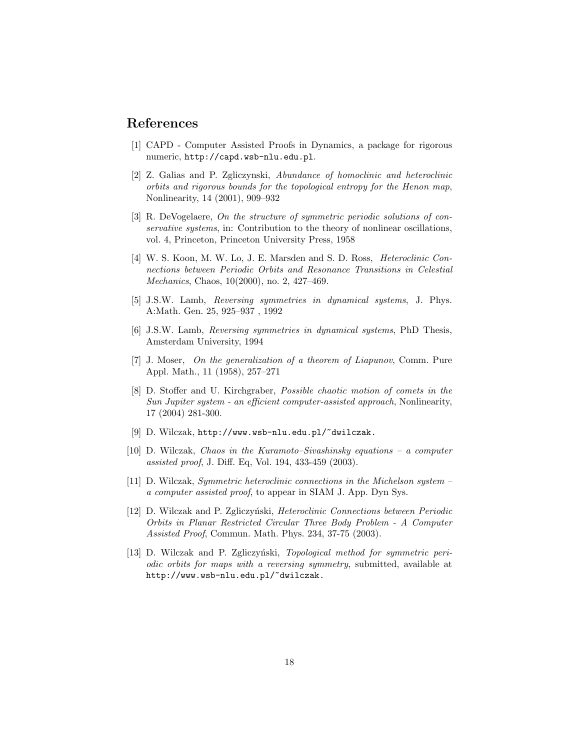## References

[1] CAPD - Computer Assisted Proofs in Dynamics, a package for rigorous numeric, `http://capd.wsb-nlu.edu.pl`.

[2] Z. Galias and P. Zgliczynski, *Abundance of homoclinic and heteroclinic orbits and rigorous bounds for the topological entropy for the Henon map*, Nonlinearity, 14 (2001), 909–932

[3] R. DeVogelaere, *On the structure of symmetric periodic solutions of conservative systems*, in: Contribution to the theory of nonlinear oscillations, vol. 4, Princeton, Princeton University Press, 1958

[4] W. S. Koon, M. W. Lo, J. E. Marsden and S. D. Ross, *Heteroclinic Connections between Periodic Orbits and Resonance Transitions in Celestial Mechanics*, Chaos, 10(2000), no. 2, 427–469.

[5] J.S.W. Lamb, *Reversing symmetries in dynamical systems*, J. Phys. A:Math. Gen. 25, 925–937 , 1992

[6] J.S.W. Lamb, *Reversing symmetries in dynamical systems*, PhD Thesis, Amsterdam University, 1994

[7] J. Moser, *On the generalization of a theorem of Liapunov*, Comm. Pure Appl. Math., 11 (1958), 257–271

[8] D. Stoffer and U. Kirchgraber, *Possible chaotic motion of comets in the Sun Jupiter system - an efficient computer-assisted approach*, Nonlinearity, 17 (2004) 281-300.

[9] D. Wilczak, `http://www.wsb-nlu.edu.pl/~dwilczak.`

[10] D. Wilczak, *Chaos in the Kuramoto–Sivashinsky equations – a computer assisted proof*, J. Diff. Eq, Vol. 194, 433-459 (2003).

[11] D. Wilczak, *Symmetric heteroclinic connections in the Michelson system – a computer assisted proof*, to appear in SIAM J. App. Dyn Sys.

[12] D. Wilczak and P. Zgliczyński, *Heteroclinic Connections between Periodic Orbits in Planar Restricted Circular Three Body Problem - A Computer Assisted Proof*, Commun. Math. Phys. 234, 37-75 (2003).

[13] D. Wilczak and P. Zgliczyński, *Topological method for symmetric periodic orbits for maps with a reversing symmetry*, submitted, available at `http://www.wsb-nlu.edu.pl/~dwilczak.`